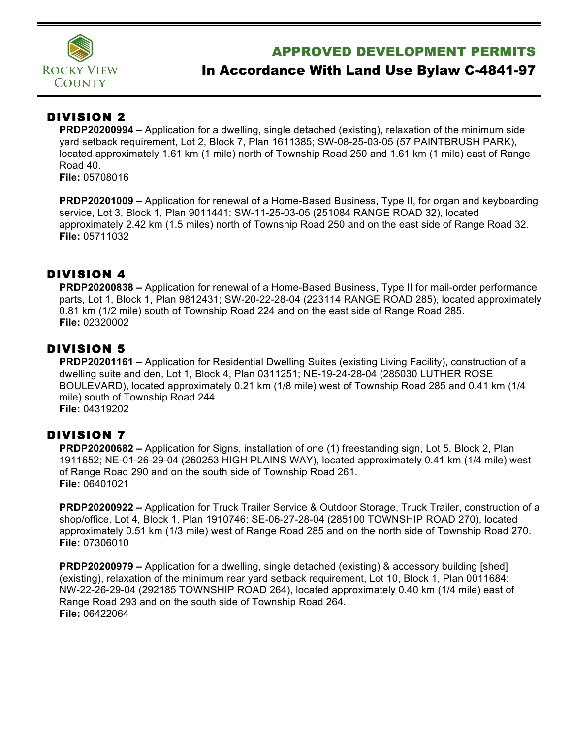Rocky View County

# APPROVED DEVELOPMENT PERMITS

## In Accordance With Land Use Bylaw C-4841-97

## DIVISION 2

**PRDP20200994 –** Application for a dwelling, single detached (existing), relaxation of the minimum side yard setback requirement, Lot 2, Block 7, Plan 1611385; SW-08-25-03-05 (57 PAINTBRUSH PARK), located approximately 1.61 km (1 mile) north of Township Road 250 and 1.61 km (1 mile) east of Range Road 40.
**File:** 05708016

**PRDP20201009 –** Application for renewal of a Home-Based Business, Type II, for organ and keyboarding service, Lot 3, Block 1, Plan 9011441; SW-11-25-03-05 (251084 RANGE ROAD 32), located approximately 2.42 km (1.5 miles) north of Township Road 250 and on the east side of Range Road 32.
**File:** 05711032

## DIVISION 4

**PRDP20200838 –** Application for renewal of a Home-Based Business, Type II for mail-order performance parts, Lot 1, Block 1, Plan 9812431; SW-20-22-28-04 (223114 RANGE ROAD 285), located approximately 0.81 km (1/2 mile) south of Township Road 224 and on the east side of Range Road 285.
**File:** 02320002

## DIVISION 5

**PRDP20201161 –** Application for Residential Dwelling Suites (existing Living Facility), construction of a dwelling suite and den, Lot 1, Block 4, Plan 0311251; NE-19-24-28-04 (285030 LUTHER ROSE BOULEVARD), located approximately 0.21 km (1/8 mile) west of Township Road 285 and 0.41 km (1/4 mile) south of Township Road 244.
**File:** 04319202

## DIVISION 7

**PRDP20200682 –** Application for Signs, installation of one (1) freestanding sign, Lot 5, Block 2, Plan 1911652; NE-01-26-29-04 (260253 HIGH PLAINS WAY), located approximately 0.41 km (1/4 mile) west of Range Road 290 and on the south side of Township Road 261.
**File:** 06401021

**PRDP20200922 –** Application for Truck Trailer Service & Outdoor Storage, Truck Trailer, construction of a shop/office, Lot 4, Block 1, Plan 1910746; SE-06-27-28-04 (285100 TOWNSHIP ROAD 270), located approximately 0.51 km (1/3 mile) west of Range Road 285 and on the north side of Township Road 270.
**File:** 07306010

**PRDP20200979 –** Application for a dwelling, single detached (existing) & accessory building [shed] (existing), relaxation of the minimum rear yard setback requirement, Lot 10, Block 1, Plan 0011684; NW-22-26-29-04 (292185 TOWNSHIP ROAD 264), located approximately 0.40 km (1/4 mile) east of Range Road 293 and on the south side of Township Road 264.
**File:** 06422064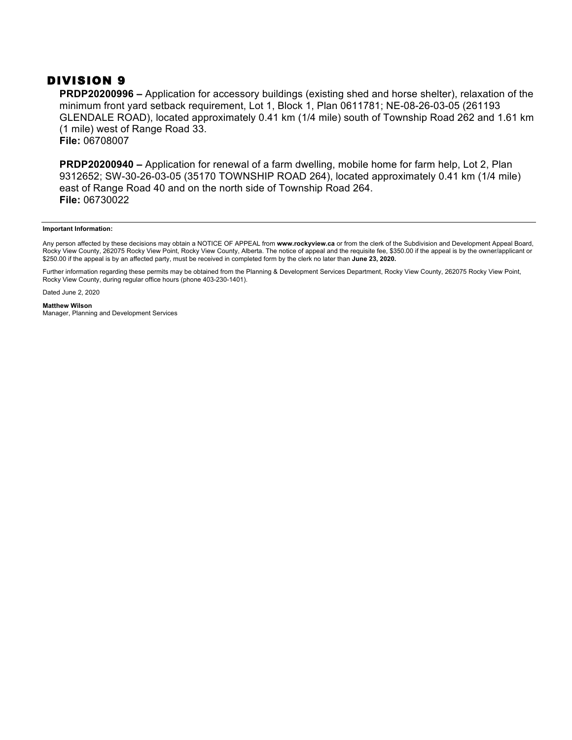## DIVISION 9

**PRDP20200996 –** Application for accessory buildings (existing shed and horse shelter), relaxation of the minimum front yard setback requirement, Lot 1, Block 1, Plan 0611781; NE-08-26-03-05 (261193 GLENDALE ROAD), located approximately 0.41 km (1/4 mile) south of Township Road 262 and 1.61 km (1 mile) west of Range Road 33.
**File:** 06708007

**PRDP20200940 –** Application for renewal of a farm dwelling, mobile home for farm help, Lot 2, Plan 9312652; SW-30-26-03-05 (35170 TOWNSHIP ROAD 264), located approximately 0.41 km (1/4 mile) east of Range Road 40 and on the north side of Township Road 264.
**File:** 06730022

---

**Important Information:**

Any person affected by these decisions may obtain a NOTICE OF APPEAL from **www.rockyview.ca** or from the clerk of the Subdivision and Development Appeal Board, Rocky View County, 262075 Rocky View Point, Rocky View County, Alberta. The notice of appeal and the requisite fee, $350.00 if the appeal is by the owner/applicant or $250.00 if the appeal is by an affected party, must be received in completed form by the clerk no later than **June 23, 2020.**

Further information regarding these permits may be obtained from the Planning & Development Services Department, Rocky View County, 262075 Rocky View Point, Rocky View County, during regular office hours (phone 403-230-1401).

Dated June 2, 2020

**Matthew Wilson**
Manager, Planning and Development Services